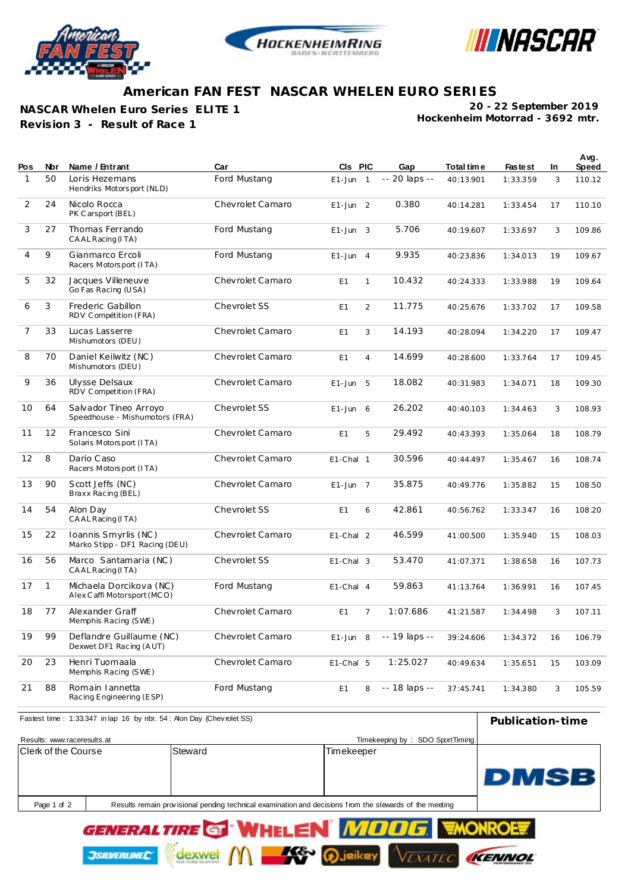# American FAN FEST NASCAR WHELEN EURO SERIES

**NASCAR Whelen Euro Series ELITE 1**
**Revision 3 - Result of Race 1**

**20 - 22 September 2019**
**Hockenheim Motorrad - 3692 mtr.**

| Pos | Nbr | Name / Entrant | Car | Cls | PIC | Gap | Total time | Fastest | In | Avg. Speed |
|---|---|---|---|---|---|---|---|---|---|---|
| 1 | 50 | Loris Hezemans<br>Hendriks Motorsport (NLD) | Ford Mustang | E1-Jun | 1 | -- 20 laps -- | 40:13.901 | 1:33.359 | 3 | 110.12 |
| 2 | 24 | Nicolo Rocca<br>PK Carsport (BEL) | Chevrolet Camaro | E1-Jun | 2 | 0.380 | 40:14.281 | 1:33.454 | 17 | 110.10 |
| 3 | 27 | Thomas Ferrando<br>CAAL Racing (ITA) | Ford Mustang | E1-Jun | 3 | 5.706 | 40:19.607 | 1:33.697 | 3 | 109.86 |
| 4 | 9 | Gianmarco Ercoli<br>Racers Motorsport (ITA) | Ford Mustang | E1-Jun | 4 | 9.935 | 40:23.836 | 1:34.013 | 19 | 109.67 |
| 5 | 32 | Jacques Villeneuve<br>Go Fas Racing (USA) | Chevrolet Camaro | E1 | 1 | 10.432 | 40:24.333 | 1:33.988 | 19 | 109.64 |
| 6 | 3 | Frederic Gabillon<br>RDV Compétition (FRA) | Chevrolet SS | E1 | 2 | 11.775 | 40:25.676 | 1:33.702 | 17 | 109.58 |
| 7 | 33 | Lucas Lasserre<br>Mishumotors (DEU) | Chevrolet Camaro | E1 | 3 | 14.193 | 40:28.094 | 1:34.220 | 17 | 109.47 |
| 8 | 70 | Daniel Keilwitz (NC)<br>Mishumotors (DEU) | Chevrolet Camaro | E1 | 4 | 14.699 | 40:28.600 | 1:33.764 | 17 | 109.45 |
| 9 | 36 | Ulysse Delsaux<br>RDV Competition (FRA) | Chevrolet Camaro | E1-Jun | 5 | 18.082 | 40:31.983 | 1:34.071 | 18 | 109.30 |
| 10 | 64 | Salvador Tineo Arroyo<br>Speedhouse - Mishumotors (FRA) | Chevrolet SS | E1-Jun | 6 | 26.202 | 40:40.103 | 1:34.463 | 3 | 108.93 |
| 11 | 12 | Francesco Sini<br>Solaris Motorsport (ITA) | Chevrolet Camaro | E1 | 5 | 29.492 | 40:43.393 | 1:35.064 | 18 | 108.79 |
| 12 | 8 | Dario Caso<br>Racers Motorsport (ITA) | Chevrolet Camaro | E1-Chal | 1 | 30.596 | 40:44.497 | 1:35.467 | 16 | 108.74 |
| 13 | 90 | Scott Jeffs (NC)<br>Braxx Racing (BEL) | Chevrolet Camaro | E1-Jun | 7 | 35.875 | 40:49.776 | 1:35.882 | 15 | 108.50 |
| 14 | 54 | Alon Day<br>CAAL Racing (ITA) | Chevrolet SS | E1 | 6 | 42.861 | 40:56.762 | 1:33.347 | 16 | 108.20 |
| 15 | 22 | Ioannis Smyrlis (NC)<br>Marko Stipp - DF1 Racing (DEU) | Chevrolet Camaro | E1-Chal | 2 | 46.599 | 41:00.500 | 1:35.940 | 15 | 108.03 |
| 16 | 56 | Marco Santamaria (NC)<br>CAAL Racing (ITA) | Chevrolet SS | E1-Chal | 3 | 53.470 | 41:07.371 | 1:38.658 | 16 | 107.73 |
| 17 | 1 | Michaela Dorcikova (NC)<br>Alex Caffi Motorsport (MCO) | Ford Mustang | E1-Chal | 4 | 59.863 | 41:13.764 | 1:36.991 | 16 | 107.45 |
| 18 | 77 | Alexander Graff<br>Memphis Racing (SWE) | Chevrolet Camaro | E1 | 7 | 1:07.686 | 41:21.587 | 1:34.498 | 3 | 107.11 |
| 19 | 99 | Deflandre Guillaume (NC)<br>Dexwet DF1 Racing (AUT) | Chevrolet Camaro | E1-Jun | 8 | -- 19 laps -- | 39:24.606 | 1:34.372 | 16 | 106.79 |
| 20 | 23 | Henri Tuomaala<br>Memphis Racing (SWE) | Chevrolet Camaro | E1-Chal | 5 | 1:25.027 | 40:49.634 | 1:35.651 | 15 | 103.09 |
| 21 | 88 | Romain Iannetta<br>Racing Engineering (ESP) | Ford Mustang | E1 | 8 | -- 18 laps -- | 37:45.741 | 1:34.380 | 3 | 105.59 |

Fastest time : 1:33.347 in lap 16 by nbr. 54 : Alon Day (Chevrolet SS)

**Publication-time**

Results: www.raceresults.at

Timekeeping by : SDO SportTiming

| Clerk of the Course | Steward | Timekeeper |
|---|---|---|
| | | |

Results remain provisional pending technical examination and decisions from the stewards of the meeting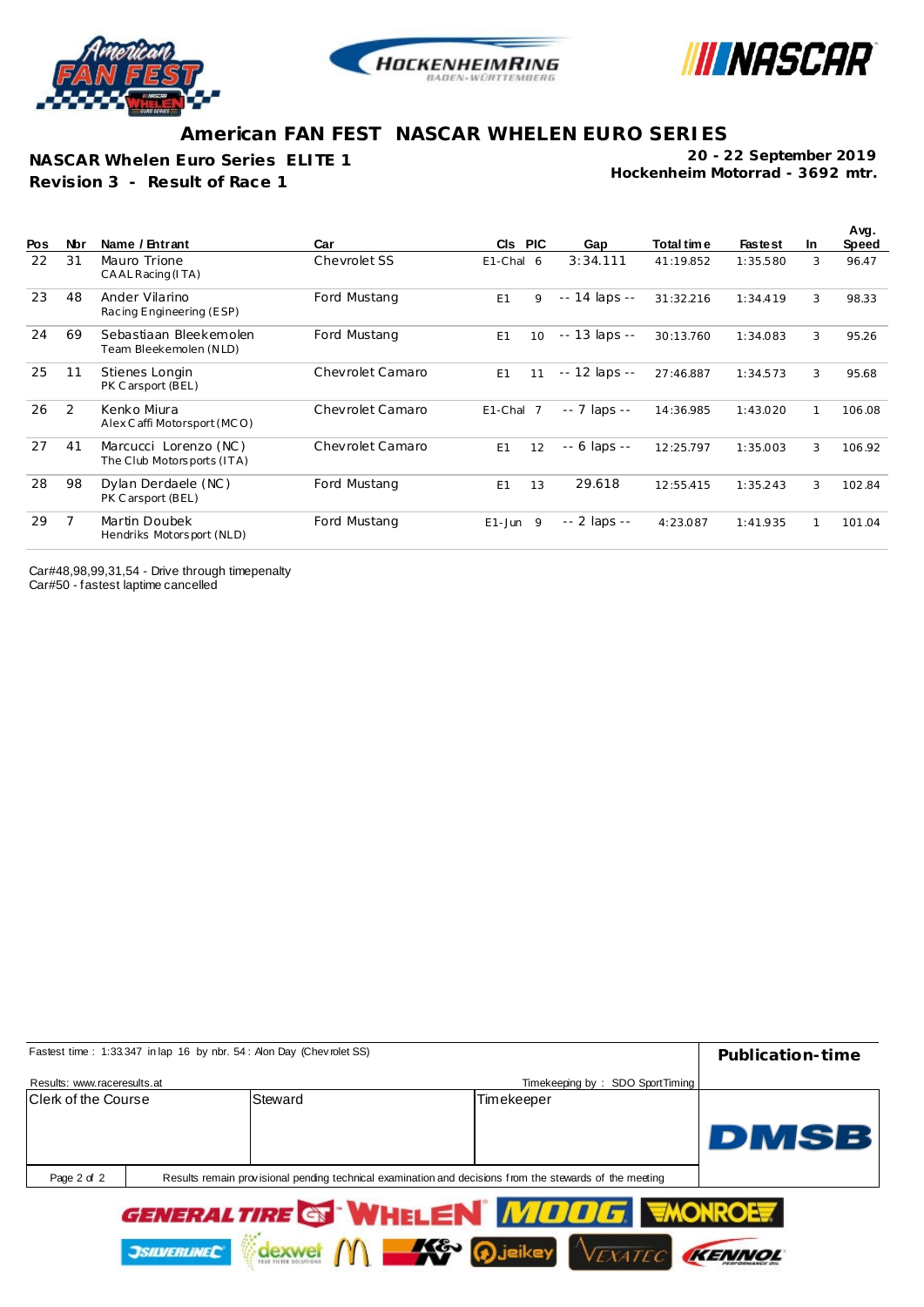## American FAN FEST NASCAR WHELEN EURO SERIES

**NASCAR Whelen Euro Series ELITE 1**
**Revision 3 - Result of Race 1**

**20 - 22 September 2019**
**Hockenheim Motorrad - 3692 mtr.**

| Pos | Nbr | Name / Entrant | Car | Cls | PIC | Gap | Total time | Fastest | In | Avg. Speed |
|---|---|---|---|---|---|---|---|---|---|---|
| 22 | 31 | Mauro Trione<br>CAAL Racing (ITA) | Chevrolet SS | E1-Chal | 6 | 3:34.111 | 41:19.852 | 1:35.580 | 3 | 96.47 |
| 23 | 48 | Ander Vilarino<br>Racing Engineering (ESP) | Ford Mustang | E1 | 9 | -- 14 laps -- | 31:32.216 | 1:34.419 | 3 | 98.33 |
| 24 | 69 | Sebastiaan Bleekemolen<br>Team Bleekemolen (NLD) | Ford Mustang | E1 | 10 | -- 13 laps -- | 30:13.760 | 1:34.083 | 3 | 95.26 |
| 25 | 11 | Stienes Longin<br>PK Carsport (BEL) | Chevrolet Camaro | E1 | 11 | -- 12 laps -- | 27:46.887 | 1:34.573 | 3 | 95.68 |
| 26 | 2 | Kenko Miura<br>Alex Caffi Motorsport (MCO) | Chevrolet Camaro | E1-Chal | 7 | -- 7 laps -- | 14:36.985 | 1:43.020 | 1 | 106.08 |
| 27 | 41 | Marcucci Lorenzo (NC)<br>The Club Motorsports (ITA) | Chevrolet Camaro | E1 | 12 | -- 6 laps -- | 12:25.797 | 1:35.003 | 3 | 106.92 |
| 28 | 98 | Dylan Derdaele (NC)<br>PK Carsport (BEL) | Ford Mustang | E1 | 13 | 29.618 | 12:55.415 | 1:35.243 | 3 | 102.84 |
| 29 | 7 | Martin Doubek<br>Hendriks Motorsport (NLD) | Ford Mustang | E1-Jun | 9 | -- 2 laps -- | 4:23.087 | 1:41.935 | 1 | 101.04 |

Car#48,98,99,31,54 - Drive through timepenalty
Car#50 - fastest laptime cancelled

Fastest time : 1:33.347 in lap 16 by nbr. 54 : Alon Day (Chevrolet SS)

**Publication-time**

Results: www.raceresults.at

Timekeeping by : SDO SportTiming

| Clerk of the Course | Steward | Timekeeper |
|---|---|---|
| | | |

Results remain provisional pending technical examination and decisions from the stewards of the meeting